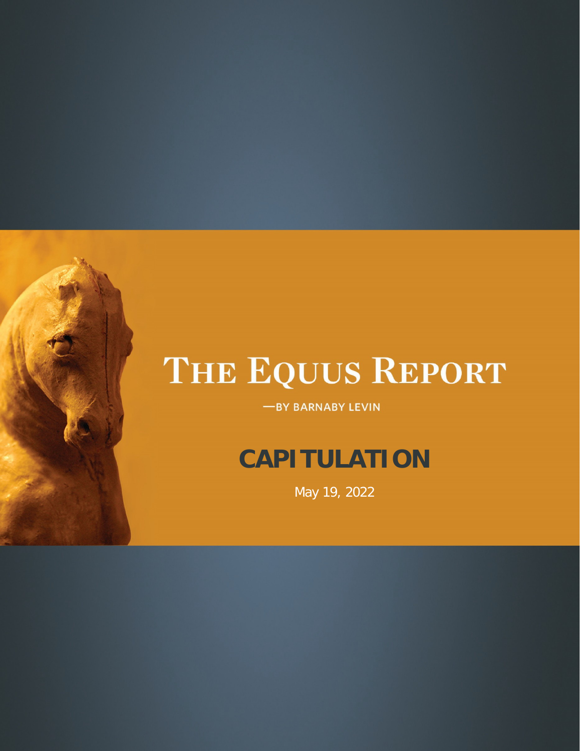# THE EQUUS REPORT

—BY BARNABY LEVIN

## CAPITULATION

May 19, 2022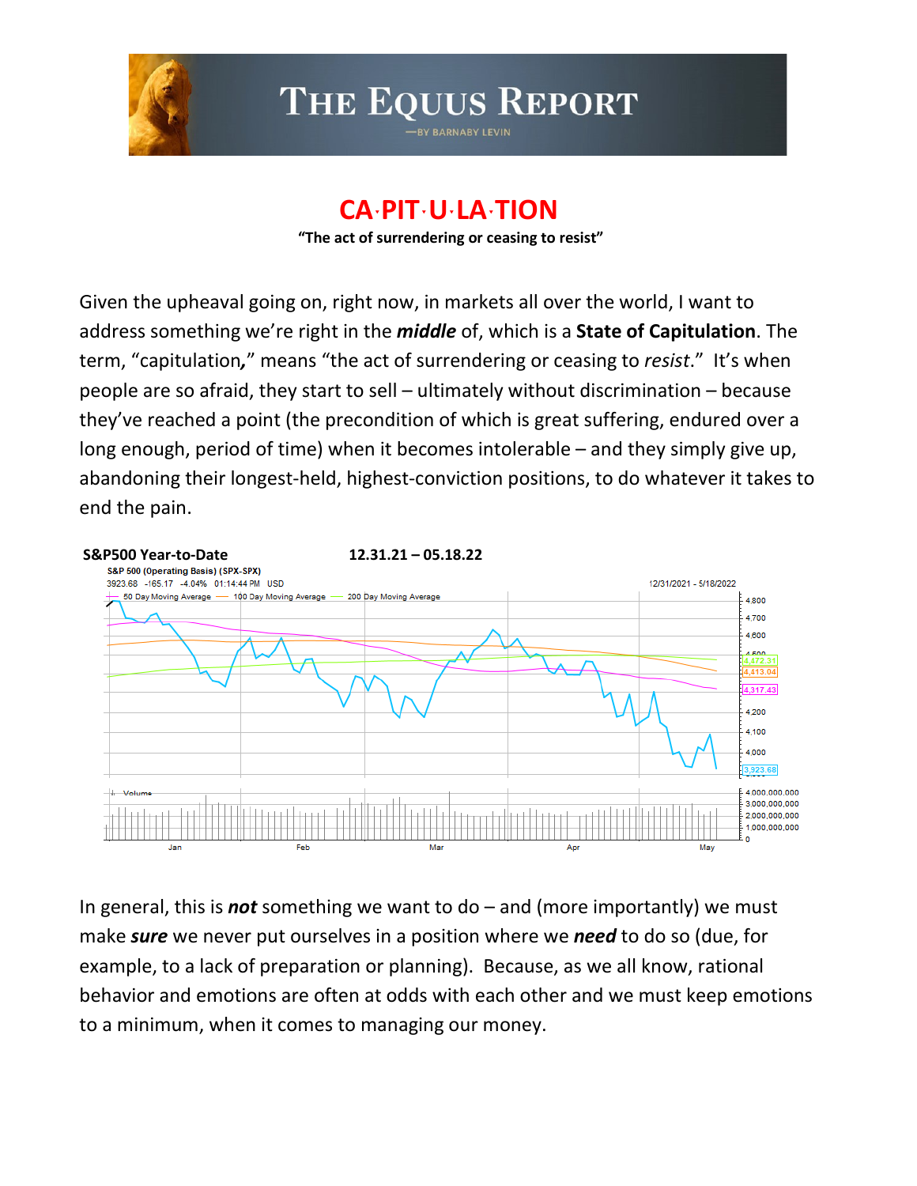# CA·PIT·U·LA·TION

**"The act of surrendering or ceasing to resist"**

Given the upheaval going on, right now, in markets all over the world, I want to address something we're right in the ***middle*** of, which is a **State of Capitulation**. The term, "capitulation**,**" means "the act of surrendering or ceasing to *resist*." It's when people are so afraid, they start to sell – ultimately without discrimination – because they've reached a point (the precondition of which is great suffering, endured over a long enough, period of time) when it becomes intolerable – and they simply give up, abandoning their longest-held, highest-conviction positions, to do whatever it takes to end the pain.

**S&P500 Year-to-Date** **12.31.21 – 05.18.22**

In general, this is ***not*** something we want to do – and (more importantly) we must make ***sure*** we never put ourselves in a position where we ***need*** to do so (due, for example, to a lack of preparation or planning). Because, as we all know, rational behavior and emotions are often at odds with each other and we must keep emotions to a minimum, when it comes to managing our money.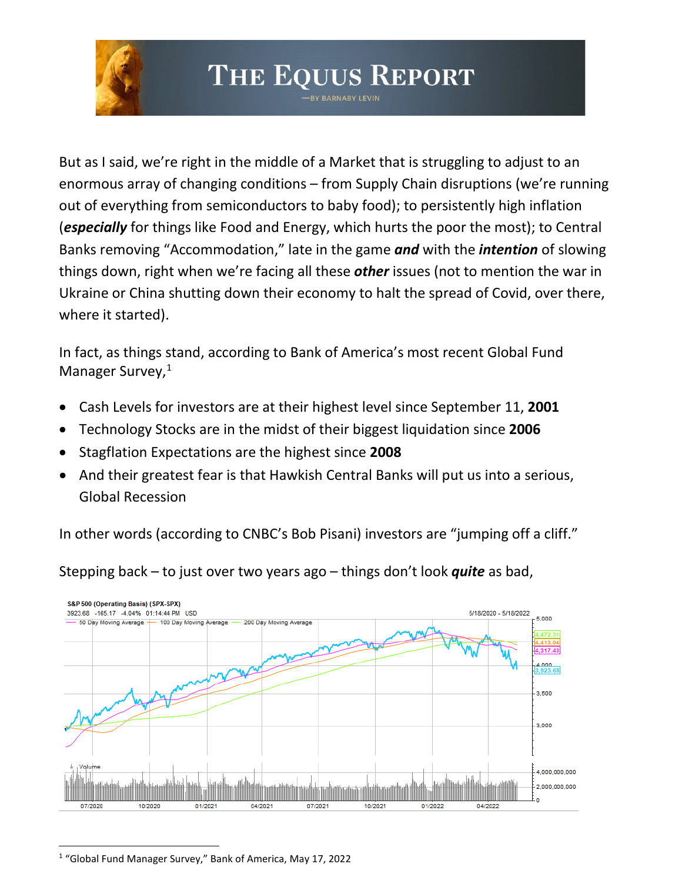But as I said, we're right in the middle of a Market that is struggling to adjust to an enormous array of changing conditions – from Supply Chain disruptions (we're running out of everything from semiconductors to baby food); to persistently high inflation (***especially*** for things like Food and Energy, which hurts the poor the most); to Central Banks removing "Accommodation," late in the game ***and*** with the ***intention*** of slowing things down, right when we're facing all these ***other*** issues (not to mention the war in Ukraine or China shutting down their economy to halt the spread of Covid, over there, where it started).

In fact, as things stand, according to Bank of America's most recent Global Fund Manager Survey,[1]

- Cash Levels for investors are at their highest level since September 11, **2001**
- Technology Stocks are in the midst of their biggest liquidation since **2006**
- Stagflation Expectations are the highest since **2008**
- And their greatest fear is that Hawkish Central Banks will put us into a serious, Global Recession

In other words (according to CNBC's Bob Pisani) investors are "jumping off a cliff."

Stepping back – to just over two years ago – things don't look ***quite*** as bad,

S&P 500 (Operating Basis) (SPX-SPX)
3923.68 -165.17 -4.04% 01:14:44 PM USD
5/18/2020 - 5/18/2022
50 Day Moving Average — 100 Day Moving Average — 200 Day Moving Average
4,472.31 | 4,413.04 | 4,317.43 | 3,923.68

---

[1] "Global Fund Manager Survey," Bank of America, May 17, 2022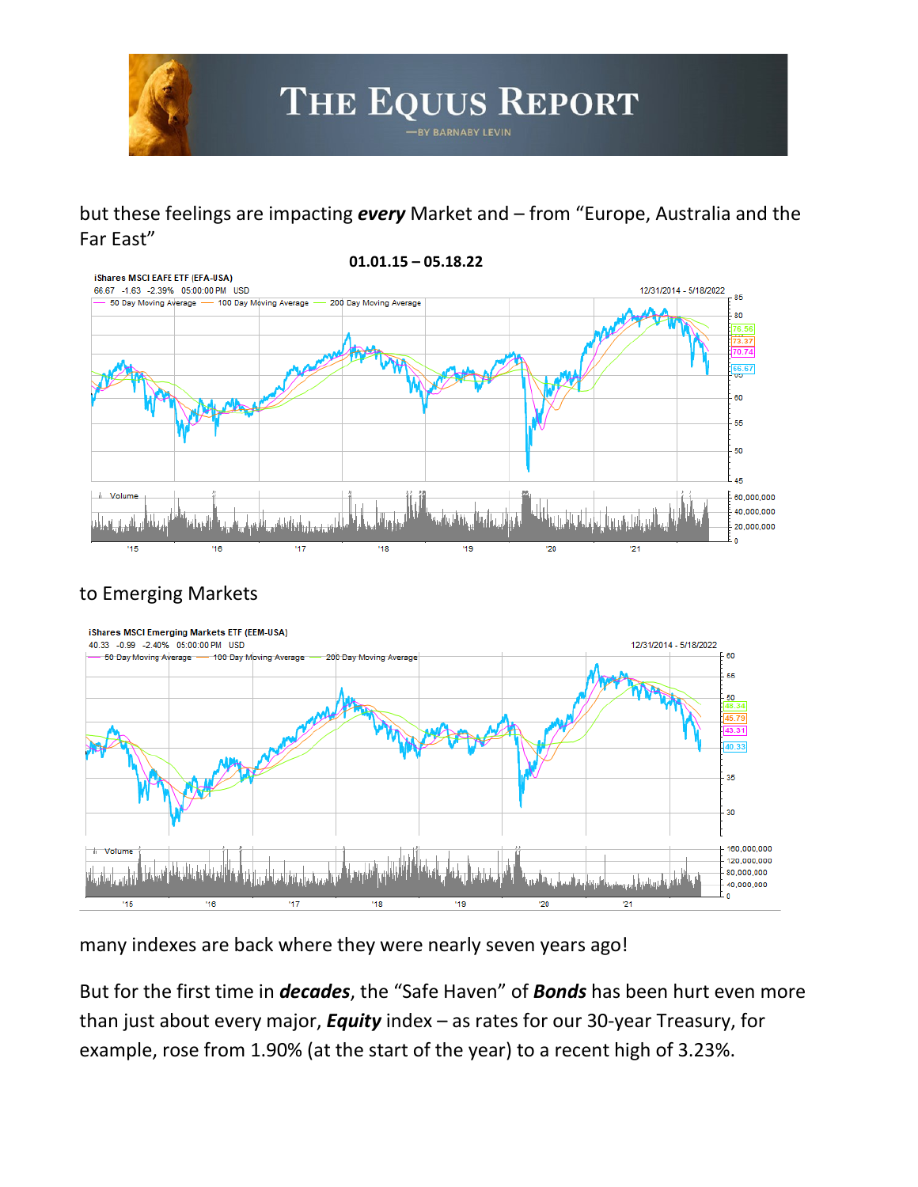but these feelings are impacting ***every*** Market and – from “Europe, Australia and the Far East”

**01.01.15 – 05.18.22**

to Emerging Markets

many indexes are back where they were nearly seven years ago!

But for the first time in ***decades***, the “Safe Haven” of ***Bonds*** has been hurt even more than just about every major, ***Equity*** index – as rates for our 30-year Treasury, for example, rose from 1.90% (at the start of the year) to a recent high of 3.23%.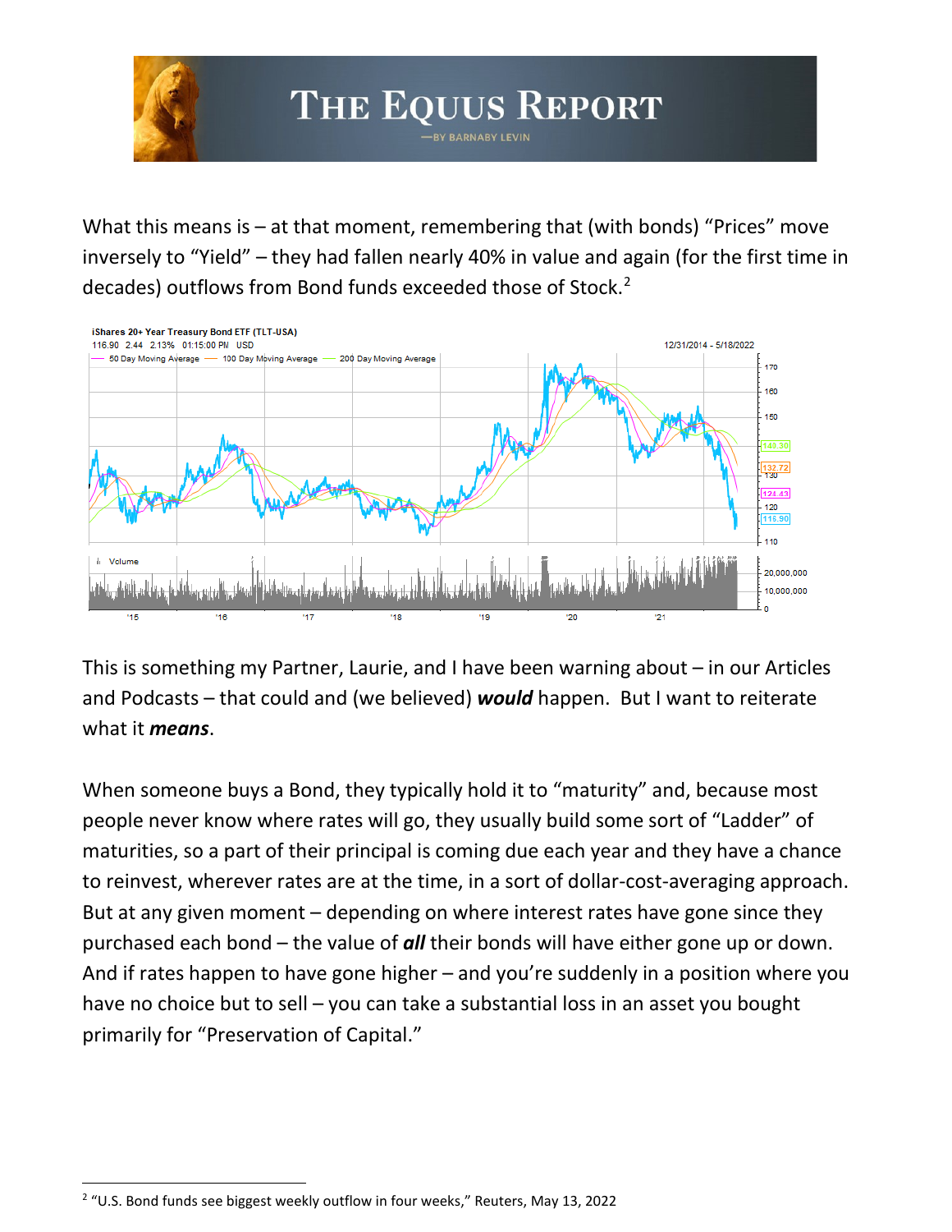What this means is – at that moment, remembering that (with bonds) "Prices" move inversely to "Yield" – they had fallen nearly 40% in value and again (for the first time in decades) outflows from Bond funds exceeded those of Stock.[2]

This is something my Partner, Laurie, and I have been warning about – in our Articles and Podcasts – that could and (we believed) ***would*** happen. But I want to reiterate what it ***means***.

When someone buys a Bond, they typically hold it to "maturity" and, because most people never know where rates will go, they usually build some sort of "Ladder" of maturities, so a part of their principal is coming due each year and they have a chance to reinvest, wherever rates are at the time, in a sort of dollar-cost-averaging approach. But at any given moment – depending on where interest rates have gone since they purchased each bond – the value of ***all*** their bonds will have either gone up or down. And if rates happen to have gone higher – and you're suddenly in a position where you have no choice but to sell – you can take a substantial loss in an asset you bought primarily for "Preservation of Capital."

[2] "U.S. Bond funds see biggest weekly outflow in four weeks," Reuters, May 13, 2022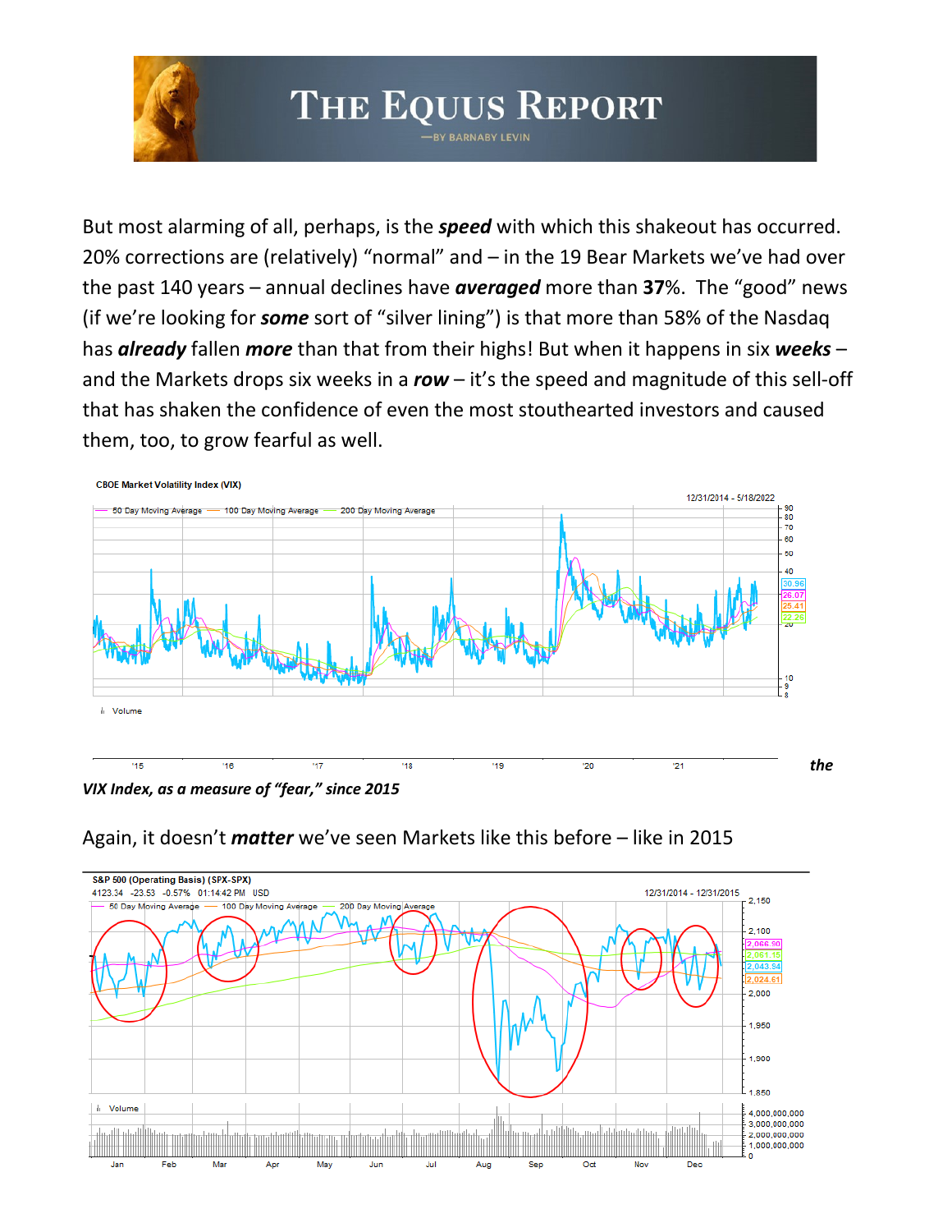But most alarming of all, perhaps, is the ***speed*** with which this shakeout has occurred. 20% corrections are (relatively) "normal" and – in the 19 Bear Markets we've had over the past 140 years – annual declines have ***averaged*** more than **37**%. The "good" news (if we're looking for ***some*** sort of "silver lining") is that more than 58% of the Nasdaq has ***already*** fallen ***more*** than that from their highs! But when it happens in six ***weeks*** – and the Markets drops six weeks in a ***row*** – it's the speed and magnitude of this sell-off that has shaken the confidence of even the most stouthearted investors and caused them, too, to grow fearful as well.

***the VIX Index, as a measure of "fear," since 2015***

Again, it doesn't ***matter*** we've seen Markets like this before – like in 2015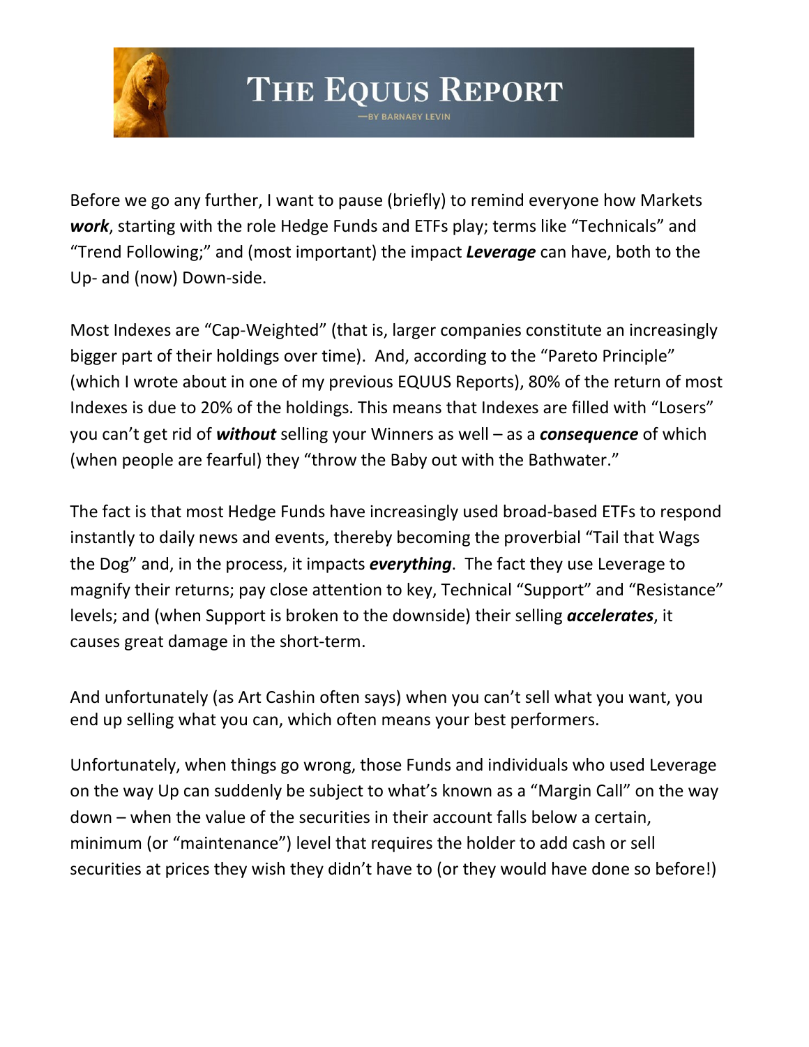Before we go any further, I want to pause (briefly) to remind everyone how Markets ***work***, starting with the role Hedge Funds and ETFs play; terms like "Technicals" and "Trend Following;" and (most important) the impact ***Leverage*** can have, both to the Up- and (now) Down-side.

Most Indexes are "Cap-Weighted" (that is, larger companies constitute an increasingly bigger part of their holdings over time). And, according to the "Pareto Principle" (which I wrote about in one of my previous EQUUS Reports), 80% of the return of most Indexes is due to 20% of the holdings. This means that Indexes are filled with "Losers" you can't get rid of ***without*** selling your Winners as well – as a ***consequence*** of which (when people are fearful) they "throw the Baby out with the Bathwater."

The fact is that most Hedge Funds have increasingly used broad-based ETFs to respond instantly to daily news and events, thereby becoming the proverbial "Tail that Wags the Dog" and, in the process, it impacts ***everything***. The fact they use Leverage to magnify their returns; pay close attention to key, Technical "Support" and "Resistance" levels; and (when Support is broken to the downside) their selling ***accelerates***, it causes great damage in the short-term.

And unfortunately (as Art Cashin often says) when you can't sell what you want, you end up selling what you can, which often means your best performers.

Unfortunately, when things go wrong, those Funds and individuals who used Leverage on the way Up can suddenly be subject to what's known as a "Margin Call" on the way down – when the value of the securities in their account falls below a certain, minimum (or "maintenance") level that requires the holder to add cash or sell securities at prices they wish they didn't have to (or they would have done so before!)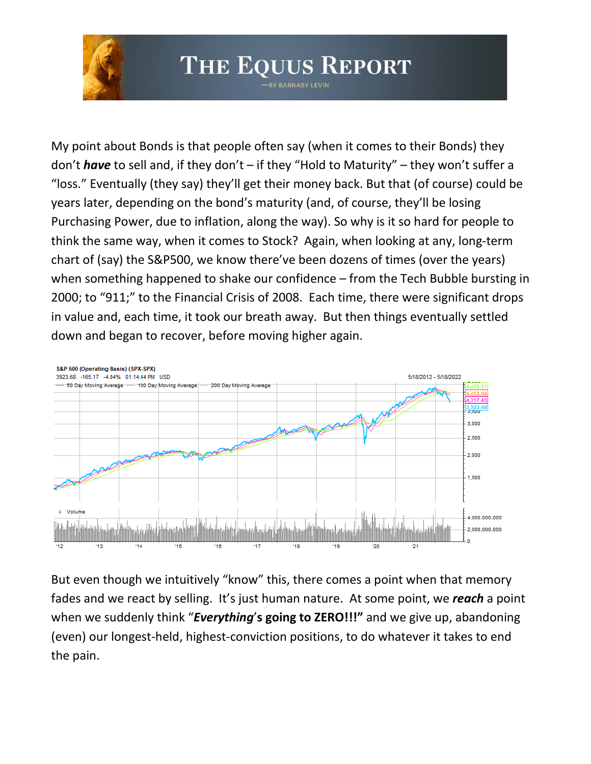My point about Bonds is that people often say (when it comes to their Bonds) they don't ***have*** to sell and, if they don't – if they "Hold to Maturity" – they won't suffer a "loss." Eventually (they say) they'll get their money back. But that (of course) could be years later, depending on the bond's maturity (and, of course, they'll be losing Purchasing Power, due to inflation, along the way). So why is it so hard for people to think the same way, when it comes to Stock? Again, when looking at any, long-term chart of (say) the S&P500, we know there've been dozens of times (over the years) when something happened to shake our confidence – from the Tech Bubble bursting in 2000; to "911;" to the Financial Crisis of 2008. Each time, there were significant drops in value and, each time, it took our breath away. But then things eventually settled down and began to recover, before moving higher again.

But even though we intuitively "know" this, there comes a point when that memory fades and we react by selling. It's just human nature. At some point, we ***reach*** a point when we suddenly think "***Everything*****'s going to ZERO!!!"** and we give up, abandoning (even) our longest-held, highest-conviction positions, to do whatever it takes to end the pain.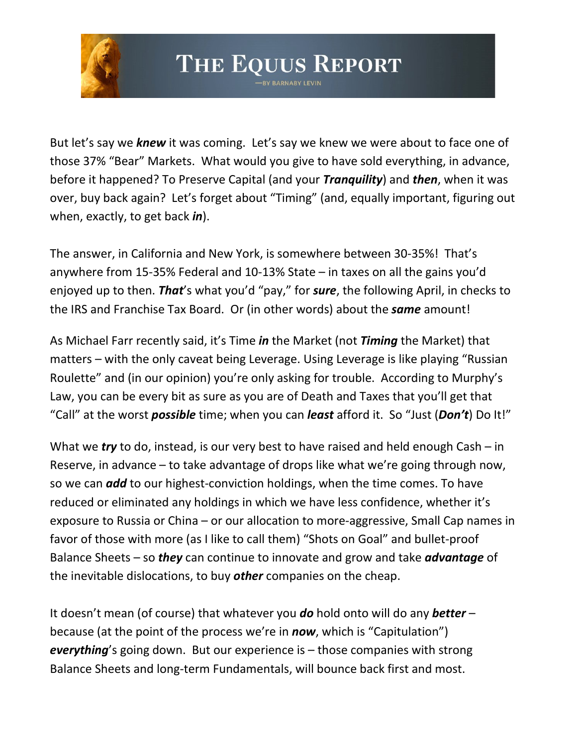But let's say we ***knew*** it was coming. Let's say we knew we were about to face one of those 37% "Bear" Markets. What would you give to have sold everything, in advance, before it happened? To Preserve Capital (and your ***Tranquility***) and ***then***, when it was over, buy back again? Let's forget about "Timing" (and, equally important, figuring out when, exactly, to get back ***in***).

The answer, in California and New York, is somewhere between 30-35%! That's anywhere from 15-35% Federal and 10-13% State – in taxes on all the gains you'd enjoyed up to then. ***That***'s what you'd "pay," for ***sure***, the following April, in checks to the IRS and Franchise Tax Board. Or (in other words) about the ***same*** amount!

As Michael Farr recently said, it's Time ***in*** the Market (not ***Timing*** the Market) that matters – with the only caveat being Leverage. Using Leverage is like playing "Russian Roulette" and (in our opinion) you're only asking for trouble. According to Murphy's Law, you can be every bit as sure as you are of Death and Taxes that you'll get that "Call" at the worst ***possible*** time; when you can ***least*** afford it. So "Just (***Don't***) Do It!"

What we ***try*** to do, instead, is our very best to have raised and held enough Cash – in Reserve, in advance – to take advantage of drops like what we're going through now, so we can ***add*** to our highest-conviction holdings, when the time comes. To have reduced or eliminated any holdings in which we have less confidence, whether it's exposure to Russia or China – or our allocation to more-aggressive, Small Cap names in favor of those with more (as I like to call them) "Shots on Goal" and bullet-proof Balance Sheets – so ***they*** can continue to innovate and grow and take ***advantage*** of the inevitable dislocations, to buy ***other*** companies on the cheap.

It doesn't mean (of course) that whatever you ***do*** hold onto will do any ***better*** – because (at the point of the process we're in ***now***, which is "Capitulation") ***everything***'s going down. But our experience is – those companies with strong Balance Sheets and long-term Fundamentals, will bounce back first and most.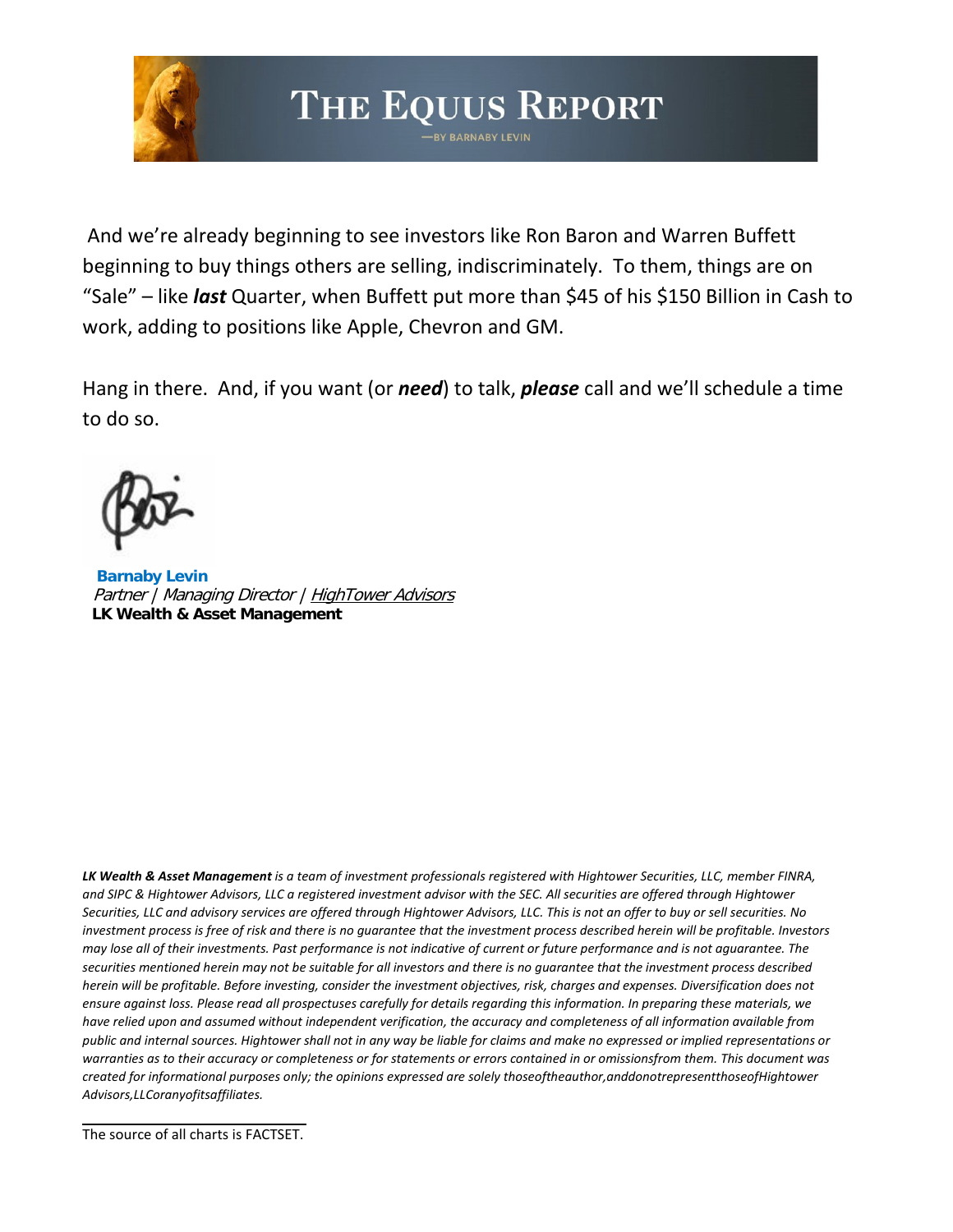And we're already beginning to see investors like Ron Baron and Warren Buffett beginning to buy things others are selling, indiscriminately. To them, things are on "Sale" – like ***last*** Quarter, when Buffett put more than $45 of his $150 Billion in Cash to work, adding to positions like Apple, Chevron and GM.

Hang in there. And, if you want (or ***need***) to talk, ***please*** call and we'll schedule a time to do so.

**Barnaby Levin**
*Partner | Managing Director | HighTower Advisors*
**LK Wealth & Asset Management**

***LK Wealth & Asset Management*** *is a team of investment professionals registered with Hightower Securities, LLC, member FINRA, and SIPC & Hightower Advisors, LLC a registered investment advisor with the SEC. All securities are offered through Hightower Securities, LLC and advisory services are offered through Hightower Advisors, LLC. This is not an offer to buy or sell securities. No investment process is free of risk and there is no guarantee that the investment process described herein will be profitable. Investors may lose all of their investments. Past performance is not indicative of current or future performance and is not aguarantee. The securities mentioned herein may not be suitable for all investors and there is no guarantee that the investment process described herein will be profitable. Before investing, consider the investment objectives, risk, charges and expenses. Diversification does not ensure against loss. Please read all prospectuses carefully for details regarding this information. In preparing these materials, we have relied upon and assumed without independent verification, the accuracy and completeness of all information available from public and internal sources. Hightower shall not in any way be liable for claims and make no expressed or implied representations or warranties as to their accuracy or completeness or for statements or errors contained in or omissionsfrom them. This document was created for informational purposes only; the opinions expressed are solely thoseoftheauthor,anddonotrepresentthoseofHightower Advisors,LLCoranyofitsaffiliates.*

---

The source of all charts is FACTSET.